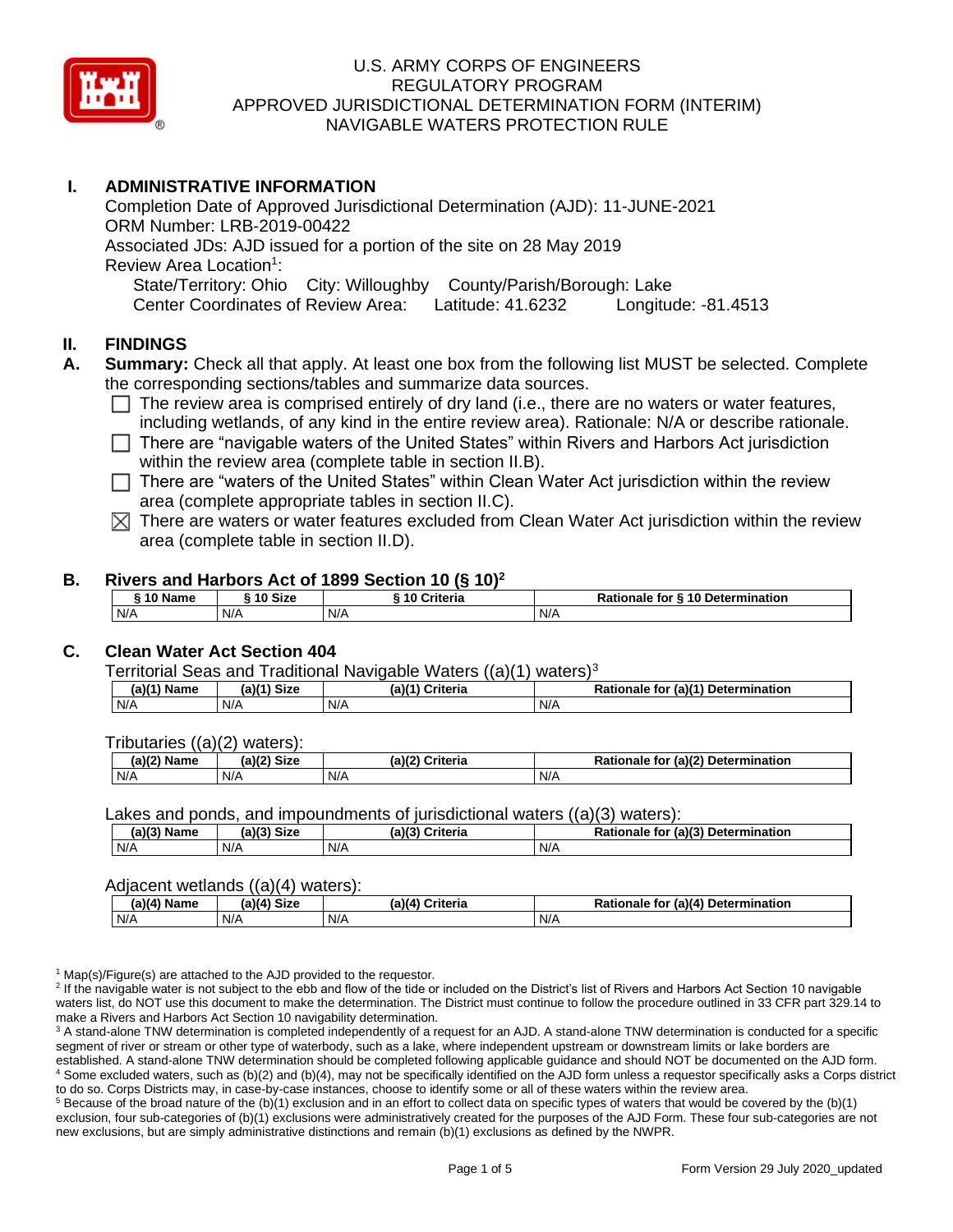# U.S. ARMY CORPS OF ENGINEERS
# REGULATORY PROGRAM
# APPROVED JURISDICTIONAL DETERMINATION FORM (INTERIM)
# NAVIGABLE WATERS PROTECTION RULE

## I. ADMINISTRATIVE INFORMATION

Completion Date of Approved Jurisdictional Determination (AJD): 11-JUNE-2021
ORM Number: LRB-2019-00422
Associated JDs: AJD issued for a portion of the site on 28 May 2019
Review Area Location[1]:
State/Territory: Ohio City: Willoughby County/Parish/Borough: Lake
Center Coordinates of Review Area: Latitude: 41.6232 Longitude: -81.4513

## II. FINDINGS

**A. Summary:** Check all that apply. At least one box from the following list MUST be selected. Complete the corresponding sections/tables and summarize data sources.

- ☐ The review area is comprised entirely of dry land (i.e., there are no waters or water features, including wetlands, of any kind in the entire review area). Rationale: N/A or describe rationale.
- ☐ There are "navigable waters of the United States" within Rivers and Harbors Act jurisdiction within the review area (complete table in section II.B).
- ☐ There are "waters of the United States" within Clean Water Act jurisdiction within the review area (complete appropriate tables in section II.C).
- ☒ There are waters or water features excluded from Clean Water Act jurisdiction within the review area (complete table in section II.D).

### B. Rivers and Harbors Act of 1899 Section 10 (§ 10)[2]

| § 10 Name | § 10 Size | § 10 Criteria | Rationale for § 10 Determination |
|---|---|---|---|
| N/A | N/A | N/A | N/A |

### C. Clean Water Act Section 404

Territorial Seas and Traditional Navigable Waters ((a)(1) waters)[3]

| (a)(1) Name | (a)(1) Size | (a)(1) Criteria | Rationale for (a)(1) Determination |
|---|---|---|---|
| N/A | N/A | N/A | N/A |

Tributaries ((a)(2) waters):

| (a)(2) Name | (a)(2) Size | (a)(2) Criteria | Rationale for (a)(2) Determination |
|---|---|---|---|
| N/A | N/A | N/A | N/A |

Lakes and ponds, and impoundments of jurisdictional waters ((a)(3) waters):

| (a)(3) Name | (a)(3) Size | (a)(3) Criteria | Rationale for (a)(3) Determination |
|---|---|---|---|
| N/A | N/A | N/A | N/A |

Adjacent wetlands ((a)(4) waters):

| (a)(4) Name | (a)(4) Size | (a)(4) Criteria | Rationale for (a)(4) Determination |
|---|---|---|---|
| N/A | N/A | N/A | N/A |

[1] Map(s)/Figure(s) are attached to the AJD provided to the requestor.
[2] If the navigable water is not subject to the ebb and flow of the tide or included on the District's list of Rivers and Harbors Act Section 10 navigable waters list, do NOT use this document to make the determination. The District must continue to follow the procedure outlined in 33 CFR part 329.14 to make a Rivers and Harbors Act Section 10 navigability determination.
[3] A stand-alone TNW determination is completed independently of a request for an AJD. A stand-alone TNW determination is conducted for a specific segment of river or stream or other type of waterbody, such as a lake, where independent upstream or downstream limits or lake borders are established. A stand-alone TNW determination should be completed following applicable guidance and should NOT be documented on the AJD form.
[4] Some excluded waters, such as (b)(2) and (b)(4), may not be specifically identified on the AJD form unless a requestor specifically asks a Corps district to do so. Corps Districts may, in case-by-case instances, choose to identify some or all of these waters within the review area.
[5] Because of the broad nature of the (b)(1) exclusion and in an effort to collect data on specific types of waters that would be covered by the (b)(1) exclusion, four sub-categories of (b)(1) exclusions were administratively created for the purposes of the AJD Form. These four sub-categories are not new exclusions, but are simply administrative distinctions and remain (b)(1) exclusions as defined by the NWPR.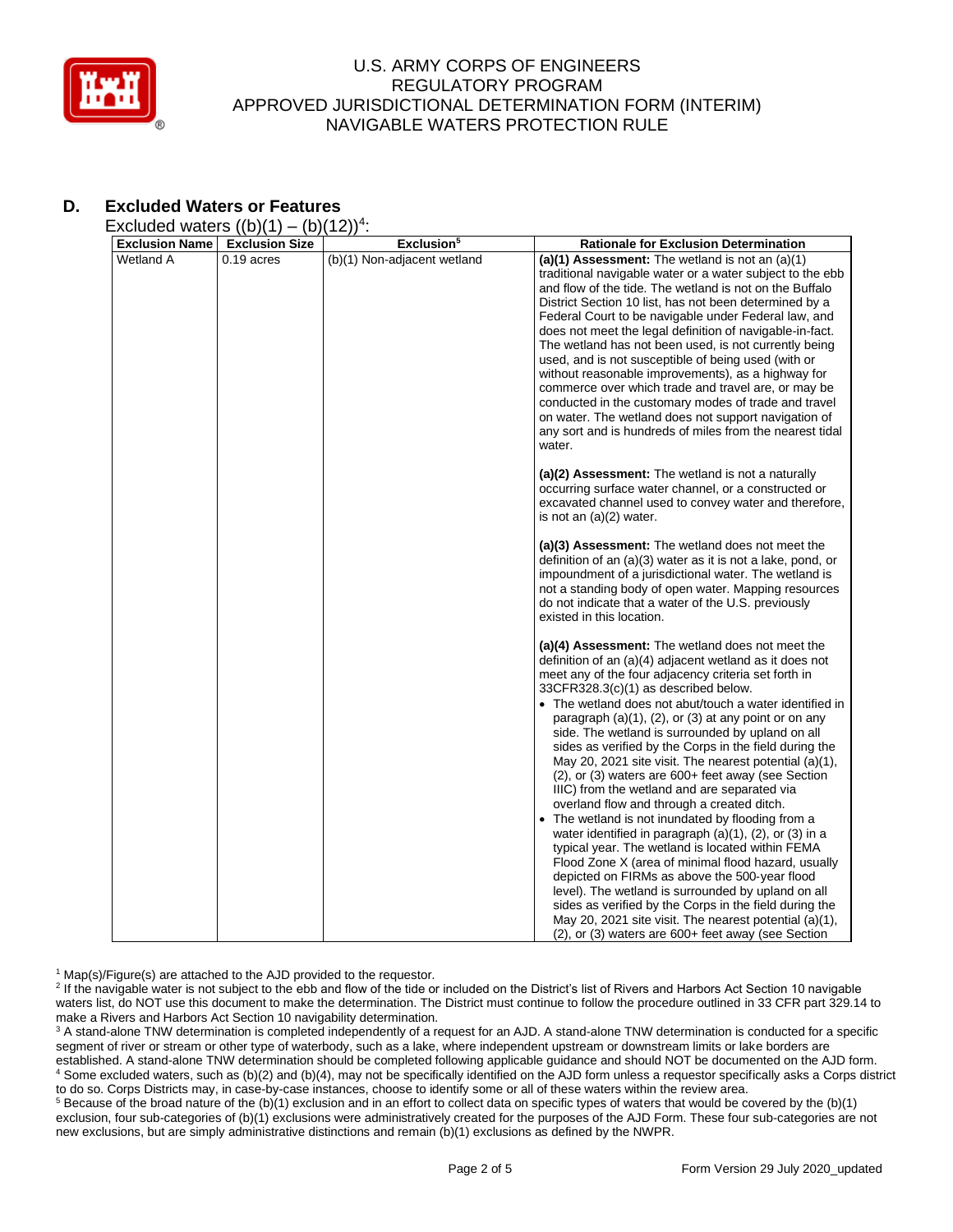## D. Excluded Waters or Features

Excluded waters ((b)(1) – (b)(12))[4]:

| Exclusion Name | Exclusion Size | Exclusion[5] | Rationale for Exclusion Determination |
|---|---|---|---|
| Wetland A | 0.19 acres | (b)(1) Non-adjacent wetland | **(a)(1) Assessment:** The wetland is not an (a)(1) traditional navigable water or a water subject to the ebb and flow of the tide. The wetland is not on the Buffalo District Section 10 list, has not been determined by a Federal Court to be navigable under Federal law, and does not meet the legal definition of navigable-in-fact. The wetland has not been used, is not currently being used, and is not susceptible of being used (with or without reasonable improvements), as a highway for commerce over which trade and travel are, or may be conducted in the customary modes of trade and travel on water. The wetland does not support navigation of any sort and is hundreds of miles from the nearest tidal water.<br><br>**(a)(2) Assessment:** The wetland is not a naturally occurring surface water channel, or a constructed or excavated channel used to convey water and therefore, is not an (a)(2) water.<br><br>**(a)(3) Assessment:** The wetland does not meet the definition of an (a)(3) water as it is not a lake, pond, or impoundment of a jurisdictional water. The wetland is not a standing body of open water. Mapping resources do not indicate that a water of the U.S. previously existed in this location.<br><br>**(a)(4) Assessment:** The wetland does not meet the definition of an (a)(4) adjacent wetland as it does not meet any of the four adjacency criteria set forth in 33CFR328.3(c)(1) as described below.<br>• The wetland does not abut/touch a water identified in paragraph (a)(1), (2), or (3) at any point or on any side. The wetland is surrounded by upland on all sides as verified by the Corps in the field during the May 20, 2021 site visit. The nearest potential (a)(1), (2), or (3) waters are 600+ feet away (see Section IIIC) from the wetland and are separated via overland flow and through a created ditch.<br>• The wetland is not inundated by flooding from a water identified in paragraph (a)(1), (2), or (3) in a typical year. The wetland is located within FEMA Flood Zone X (area of minimal flood hazard, usually depicted on FIRMs as above the 500-year flood level). The wetland is surrounded by upland on all sides as verified by the Corps in the field during the May 20, 2021 site visit. The nearest potential (a)(1), (2), or (3) waters are 600+ feet away (see Section |

[1] Map(s)/Figure(s) are attached to the AJD provided to the requestor.

[2] If the navigable water is not subject to the ebb and flow of the tide or included on the District's list of Rivers and Harbors Act Section 10 navigable waters list, do NOT use this document to make the determination. The District must continue to follow the procedure outlined in 33 CFR part 329.14 to make a Rivers and Harbors Act Section 10 navigability determination.

[3] A stand-alone TNW determination is completed independently of a request for an AJD. A stand-alone TNW determination is conducted for a specific segment of river or stream or other type of waterbody, such as a lake, where independent upstream or downstream limits or lake borders are established. A stand-alone TNW determination should be completed following applicable guidance and should NOT be documented on the AJD form.

[4] Some excluded waters, such as (b)(2) and (b)(4), may not be specifically identified on the AJD form unless a requestor specifically asks a Corps district to do so. Corps Districts may, in case-by-case instances, choose to identify some or all of these waters within the review area.

[5] Because of the broad nature of the (b)(1) exclusion and in an effort to collect data on specific types of waters that would be covered by the (b)(1) exclusion, four sub-categories of (b)(1) exclusions were administratively created for the purposes of the AJD Form. These four sub-categories are not new exclusions, but are simply administrative distinctions and remain (b)(1) exclusions as defined by the NWPR.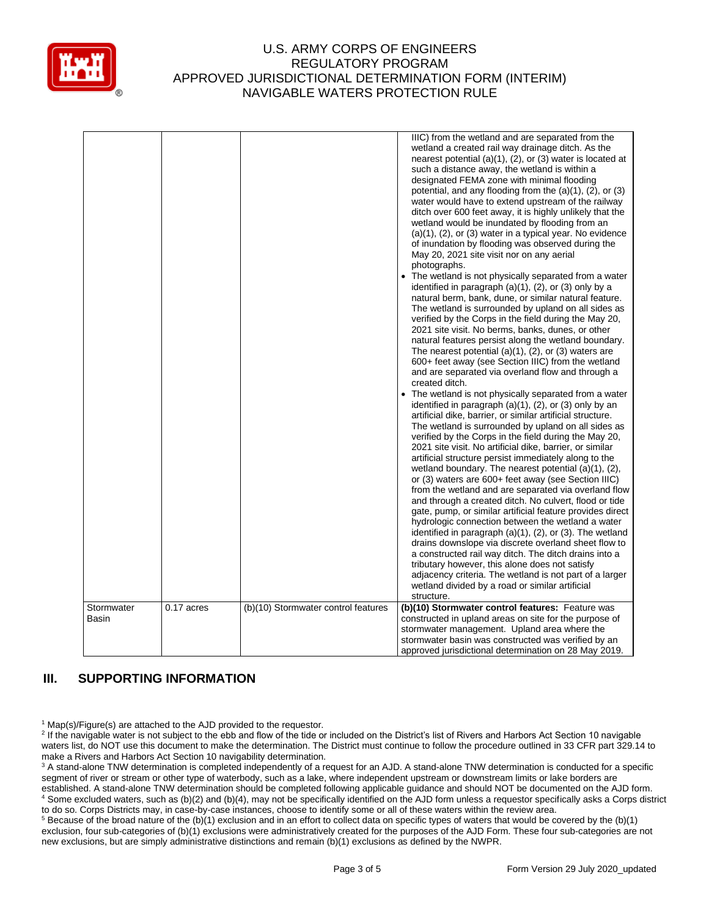|  |  |  | IIIC) from the wetland and are separated from the wetland a created rail way drainage ditch. As the nearest potential (a)(1), (2), or (3) water is located at such a distance away, the wetland is within a designated FEMA zone with minimal flooding potential, and any flooding from the (a)(1), (2), or (3) water would have to extend upstream of the railway ditch over 600 feet away, it is highly unlikely that the wetland would be inundated by flooding from an (a)(1), (2), or (3) water in a typical year. No evidence of inundation by flooding was observed during the May 20, 2021 site visit nor on any aerial photographs.<br>• The wetland is not physically separated from a water identified in paragraph (a)(1), (2), or (3) only by a natural berm, bank, dune, or similar natural feature. The wetland is surrounded by upland on all sides as verified by the Corps in the field during the May 20, 2021 site visit. No berms, banks, dunes, or other natural features persist along the wetland boundary. The nearest potential (a)(1), (2), or (3) waters are 600+ feet away (see Section IIIC) from the wetland and are separated via overland flow and through a created ditch.<br>• The wetland is not physically separated from a water identified in paragraph (a)(1), (2), or (3) only by an artificial dike, barrier, or similar artificial structure. The wetland is surrounded by upland on all sides as verified by the Corps in the field during the May 20, 2021 site visit. No artificial dike, barrier, or similar artificial structure persist immediately along to the wetland boundary. The nearest potential (a)(1), (2), or (3) waters are 600+ feet away (see Section IIIC) from the wetland and are separated via overland flow and through a created ditch. No culvert, flood or tide gate, pump, or similar artificial feature provides direct hydrologic connection between the wetland a water identified in paragraph (a)(1), (2), or (3). The wetland drains downslope via discrete overland sheet flow to a constructed rail way ditch. The ditch drains into a tributary however, this alone does not satisfy adjacency criteria. The wetland is not part of a larger wetland divided by a road or similar artificial structure. |
|---|---|---|---|
| Stormwater Basin | 0.17 acres | (b)(10) Stormwater control features | **(b)(10) Stormwater control features:** Feature was constructed in upland areas on site for the purpose of stormwater management. Upland area where the stormwater basin was constructed was verified by an approved jurisdictional determination on 28 May 2019. |

## III. SUPPORTING INFORMATION

[1] Map(s)/Figure(s) are attached to the AJD provided to the requestor.
[2] If the navigable water is not subject to the ebb and flow of the tide or included on the District's list of Rivers and Harbors Act Section 10 navigable waters list, do NOT use this document to make the determination. The District must continue to follow the procedure outlined in 33 CFR part 329.14 to make a Rivers and Harbors Act Section 10 navigability determination.
[3] A stand-alone TNW determination is completed independently of a request for an AJD. A stand-alone TNW determination is conducted for a specific segment of river or stream or other type of waterbody, such as a lake, where independent upstream or downstream limits or lake borders are established. A stand-alone TNW determination should be completed following applicable guidance and should NOT be documented on the AJD form.
[4] Some excluded waters, such as (b)(2) and (b)(4), may not be specifically identified on the AJD form unless a requestor specifically asks a Corps district to do so. Corps Districts may, in case-by-case instances, choose to identify some or all of these waters within the review area.
[5] Because of the broad nature of the (b)(1) exclusion and in an effort to collect data on specific types of waters that would be covered by the (b)(1) exclusion, four sub-categories of (b)(1) exclusions were administratively created for the purposes of the AJD Form. These four sub-categories are not new exclusions, but are simply administrative distinctions and remain (b)(1) exclusions as defined by the NWPR.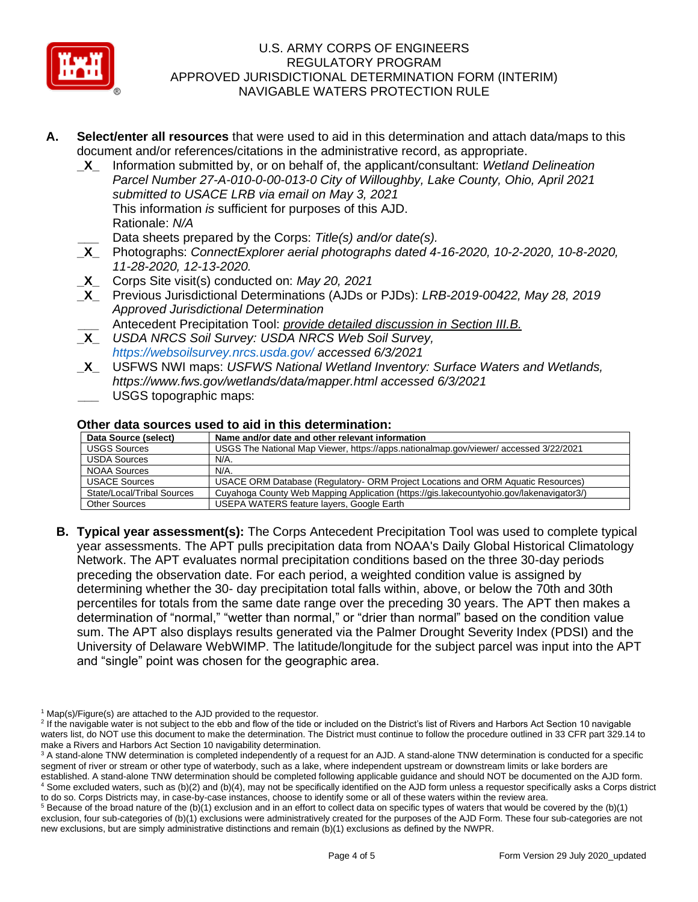**A. Select/enter all resources** that were used to aid in this determination and attach data/maps to this document and/or references/citations in the administrative record, as appropriate.

- _X_ Information submitted by, or on behalf of, the applicant/consultant: *Wetland Delineation Parcel Number 27-A-010-0-00-013-0 City of Willoughby, Lake County, Ohio, April 2021 submitted to USACE LRB via email on May 3, 2021*
  This information *is* sufficient for purposes of this AJD.
  Rationale: *N/A*
- ___ Data sheets prepared by the Corps: *Title(s) and/or date(s).*
- _X_ Photographs: *ConnectExplorer aerial photographs dated 4-16-2020, 10-2-2020, 10-8-2020, 11-28-2020, 12-13-2020.*
- _X_ Corps Site visit(s) conducted on: *May 20, 2021*
- _X_ Previous Jurisdictional Determinations (AJDs or PJDs): *LRB-2019-00422, May 28, 2019 Approved Jurisdictional Determination*
- ___ Antecedent Precipitation Tool: *provide detailed discussion in Section III.B.*
- _X_ *USDA NRCS Soil Survey: USDA NRCS Web Soil Survey, https://websoilsurvey.nrcs.usda.gov/ accessed 6/3/2021*
- _X_ USFWS NWI maps: *USFWS National Wetland Inventory: Surface Waters and Wetlands, https://www.fws.gov/wetlands/data/mapper.html accessed 6/3/2021*
- ___ USGS topographic maps:

### Other data sources used to aid in this determination:

| Data Source (select) | Name and/or date and other relevant information |
|---|---|
| USGS Sources | USGS The National Map Viewer, https://apps.nationalmap.gov/viewer/ accessed 3/22/2021 |
| USDA Sources | N/A. |
| NOAA Sources | N/A. |
| USACE Sources | USACE ORM Database (Regulatory- ORM Project Locations and ORM Aquatic Resources) |
| State/Local/Tribal Sources | Cuyahoga County Web Mapping Application (https://gis.lakecountyohio.gov/lakenavigator3/) |
| Other Sources | USEPA WATERS feature layers, Google Earth |

**B. Typical year assessment(s):** The Corps Antecedent Precipitation Tool was used to complete typical year assessments. The APT pulls precipitation data from NOAA's Daily Global Historical Climatology Network. The APT evaluates normal precipitation conditions based on the three 30-day periods preceding the observation date. For each period, a weighted condition value is assigned by determining whether the 30- day precipitation total falls within, above, or below the 70th and 30th percentiles for totals from the same date range over the preceding 30 years. The APT then makes a determination of "normal," "wetter than normal," or "drier than normal" based on the condition value sum. The APT also displays results generated via the Palmer Drought Severity Index (PDSI) and the University of Delaware WebWIMP. The latitude/longitude for the subject parcel was input into the APT and "single" point was chosen for the geographic area.

---

[1] Map(s)/Figure(s) are attached to the AJD provided to the requestor.

[2] If the navigable water is not subject to the ebb and flow of the tide or included on the District's list of Rivers and Harbors Act Section 10 navigable waters list, do NOT use this document to make the determination. The District must continue to follow the procedure outlined in 33 CFR part 329.14 to make a Rivers and Harbors Act Section 10 navigability determination.

[3] A stand-alone TNW determination is completed independently of a request for an AJD. A stand-alone TNW determination is conducted for a specific segment of river or stream or other type of waterbody, such as a lake, where independent upstream or downstream limits or lake borders are established. A stand-alone TNW determination should be completed following applicable guidance and should NOT be documented on the AJD form.

[4] Some excluded waters, such as (b)(2) and (b)(4), may not be specifically identified on the AJD form unless a requestor specifically asks a Corps district to do so. Corps Districts may, in case-by-case instances, choose to identify some or all of these waters within the review area.

[5] Because of the broad nature of the (b)(1) exclusion and in an effort to collect data on specific types of waters that would be covered by the (b)(1) exclusion, four sub-categories of (b)(1) exclusions were administratively created for the purposes of the AJD Form. These four sub-categories are not new exclusions, but are simply administrative distinctions and remain (b)(1) exclusions as defined by the NWPR.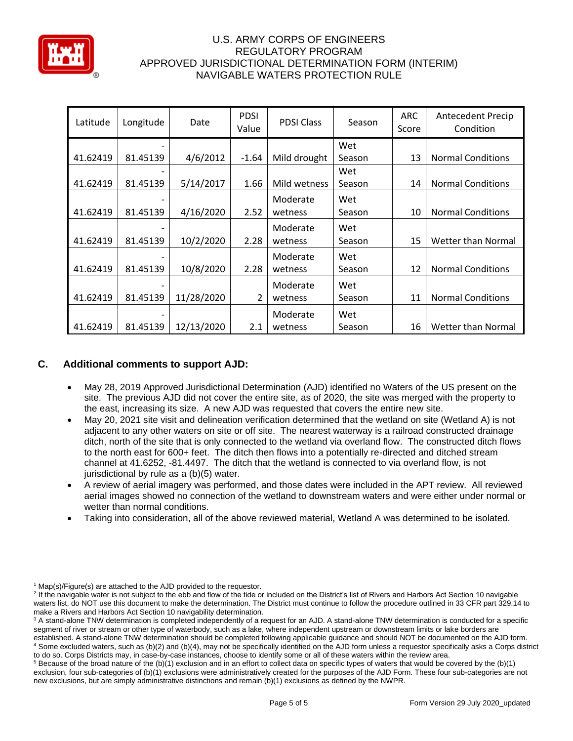| Latitude | Longitude | Date | PDSI Value | PDSI Class | Season | ARC Score | Antecedent Precip Condition |
|---|---|---|---|---|---|---|---|
| 41.62419 | -81.45139 | 4/6/2012 | -1.64 | Mild drought | Wet Season | 13 | Normal Conditions |
| 41.62419 | -81.45139 | 5/14/2017 | 1.66 | Mild wetness | Wet Season | 14 | Normal Conditions |
| 41.62419 | -81.45139 | 4/16/2020 | 2.52 | Moderate wetness | Wet Season | 10 | Normal Conditions |
| 41.62419 | -81.45139 | 10/2/2020 | 2.28 | Moderate wetness | Wet Season | 15 | Wetter than Normal |
| 41.62419 | -81.45139 | 10/8/2020 | 2.28 | Moderate wetness | Wet Season | 12 | Normal Conditions |
| 41.62419 | -81.45139 | 11/28/2020 | 2 | Moderate wetness | Wet Season | 11 | Normal Conditions |
| 41.62419 | -81.45139 | 12/13/2020 | 2.1 | Moderate wetness | Wet Season | 16 | Wetter than Normal |

## C. Additional comments to support AJD:

- May 28, 2019 Approved Jurisdictional Determination (AJD) identified no Waters of the US present on the site. The previous AJD did not cover the entire site, as of 2020, the site was merged with the property to the east, increasing its size. A new AJD was requested that covers the entire new site.
- May 20, 2021 site visit and delineation verification determined that the wetland on site (Wetland A) is not adjacent to any other waters on site or off site. The nearest waterway is a railroad constructed drainage ditch, north of the site that is only connected to the wetland via overland flow. The constructed ditch flows to the north east for 600+ feet. The ditch then flows into a potentially re-directed and ditched stream channel at 41.6252, -81.4497. The ditch that the wetland is connected to via overland flow, is not jurisdictional by rule as a (b)(5) water.
- A review of aerial imagery was performed, and those dates were included in the APT review. All reviewed aerial images showed no connection of the wetland to downstream waters and were either under normal or wetter than normal conditions.
- Taking into consideration, all of the above reviewed material, Wetland A was determined to be isolated.

[1] Map(s)/Figure(s) are attached to the AJD provided to the requestor.
[2] If the navigable water is not subject to the ebb and flow of the tide or included on the District's list of Rivers and Harbors Act Section 10 navigable waters list, do NOT use this document to make the determination. The District must continue to follow the procedure outlined in 33 CFR part 329.14 to make a Rivers and Harbors Act Section 10 navigability determination.
[3] A stand-alone TNW determination is completed independently of a request for an AJD. A stand-alone TNW determination is conducted for a specific segment of river or stream or other type of waterbody, such as a lake, where independent upstream or downstream limits or lake borders are established. A stand-alone TNW determination should be completed following applicable guidance and should NOT be documented on the AJD form.
[4] Some excluded waters, such as (b)(2) and (b)(4), may not be specifically identified on the AJD form unless a requestor specifically asks a Corps district to do so. Corps Districts may, in case-by-case instances, choose to identify some or all of these waters within the review area.
[5] Because of the broad nature of the (b)(1) exclusion and in an effort to collect data on specific types of waters that would be covered by the (b)(1) exclusion, four sub-categories of (b)(1) exclusions were administratively created for the purposes of the AJD Form. These four sub-categories are not new exclusions, but are simply administrative distinctions and remain (b)(1) exclusions as defined by the NWPR.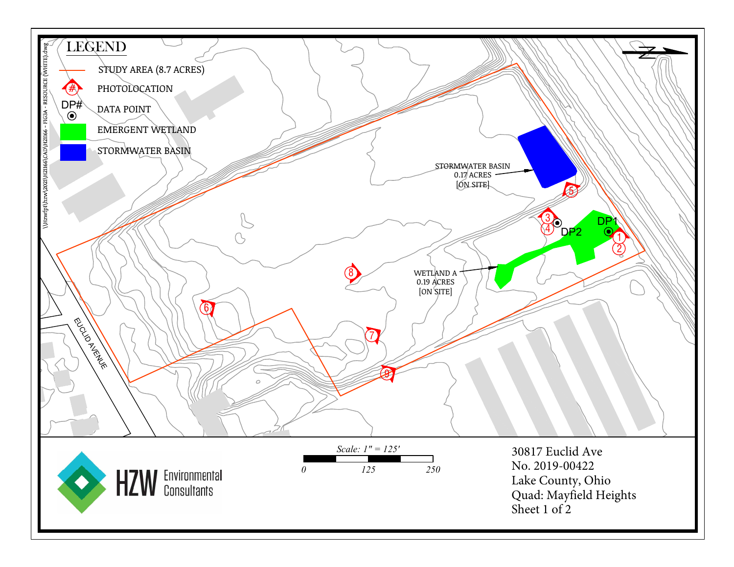## LEGEND

- STUDY AREA (8.7 ACRES)
- # PHOTOLOCATION
- DP# DATA POINT
- EMERGENT WETLAND
- STORMWATER BASIN

STORMWATER BASIN
0.17 ACRES
[ON SITE]

WETLAND A
0.19 ACRES
[ON SITE]

DP1

DP2

1 2 3 4 5 6 7 8 9

EUCLID AVENUE

Scale: 1" = 125'

0 125 250

HZW Environmental Consultants

30817 Euclid Ave
No. 2019-00422
Lake County, Ohio
Quad: Mayfield Heights
Sheet 1 of 2

\\Hzwfp1\hzw\2021\H21166\CAD\H21166 - FIG3A - RESOURCE (WHITE).dwg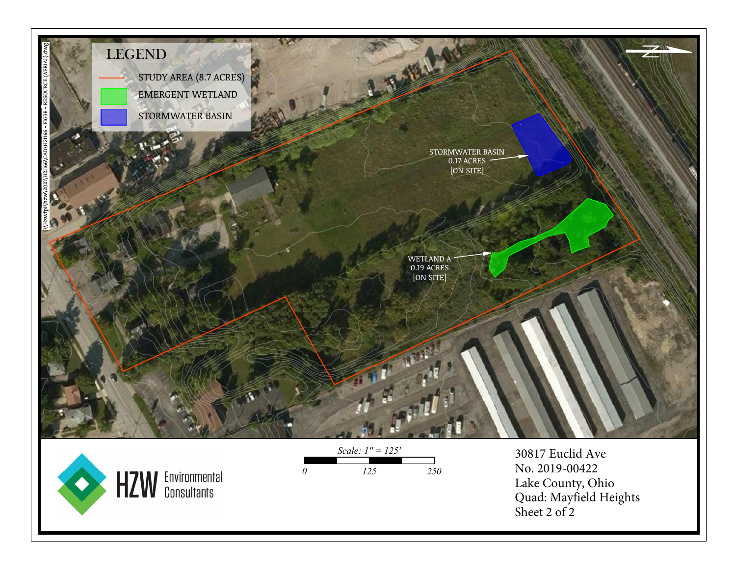\\Hzwfp1\hzw\2021\H21166\CAD\H21166 - FIG3B - RESOURCE (AERIAL).dwg

LEGEND

STUDY AREA (8.7 ACRES)

EMERGENT WETLAND

STORMWATER BASIN

STORMWATER BASIN
0.17 ACRES
[ON SITE]

WETLAND A
0.19 ACRES
[ON SITE]

HZW Environmental Consultants

*Scale: 1" = 125'*

0 125 250

30817 Euclid Ave
No. 2019-00422
Lake County, Ohio
Quad: Mayfield Heights
Sheet 2 of 2